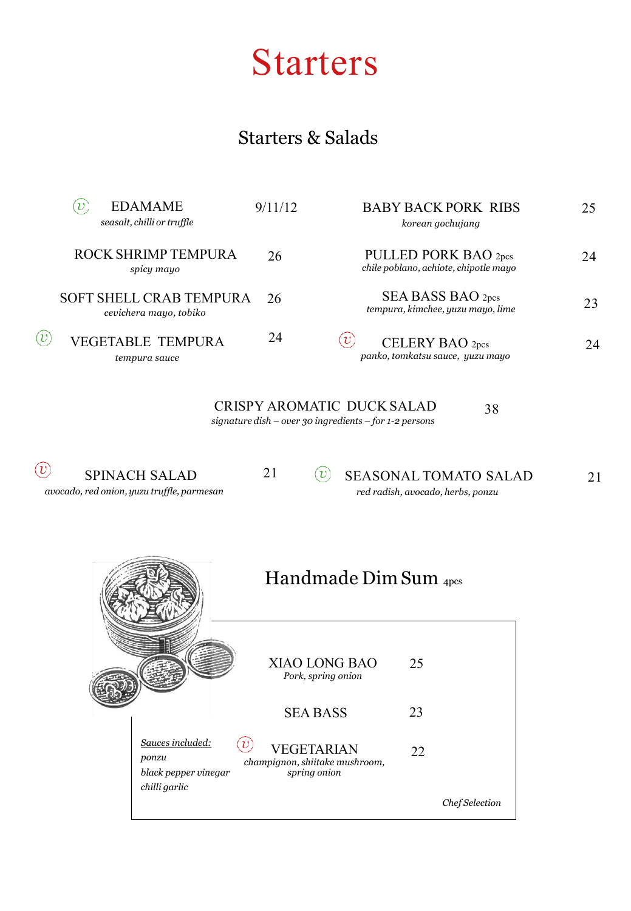# Starters

## Starters & Salads

(v) EDAMAME — 9/11/12
*seasalt, chilli or truffle*

ROCK SHRIMP TEMPURA — 26
*spicy mayo*

SOFT SHELL CRAB TEMPURA — 26
*cevichera mayo, tobiko*

(v) VEGETABLE TEMPURA — 24
*tempura sauce*

BABY BACK PORK RIBS — 25
*korean gochujang*

PULLED PORK BAO 2pcs — 24
*chile poblano, achiote, chipotle mayo*

SEA BASS BAO 2pcs — 23
*tempura, kimchee, yuzu mayo, lime*

(v) CELERY BAO 2pcs — 24
*panko, tomkatsu sauce, yuzu mayo*

CRISPY AROMATIC DUCK SALAD — 38
*signature dish – over 30 ingredients – for 1-2 persons*

(v) SPINACH SALAD — 21
*avocado, red onion, yuzu truffle, parmesan*

(v) SEASONAL TOMATO SALAD — 21
*red radish, avocado, herbs, ponzu*

## Handmade Dim Sum 4pcs

XIAO LONG BAO — 25
*Pork, spring onion*

SEA BASS — 23

(v) VEGETARIAN — 22
*champignon, shiitake mushroom, spring onion*

*Sauces included:*
*ponzu*
*black pepper vinegar*
*chilli garlic*

*Chef Selection*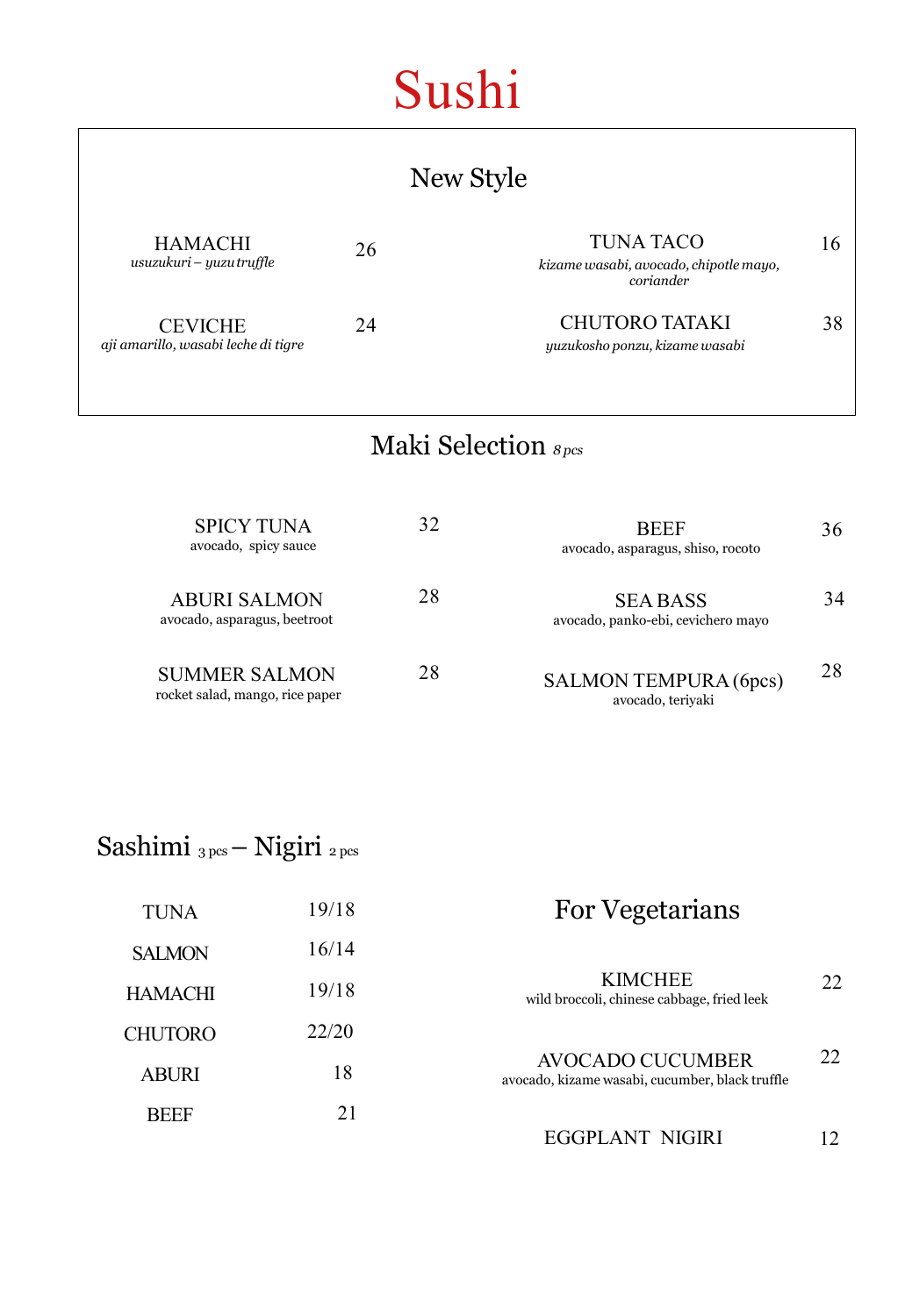# Sushi

## New Style

**HAMACHI** 26
*usuzukuri – yuzu truffle*

**CEVICHE** 24
*aji amarillo, wasabi leche di tigre*

**TUNA TACO** 16
*kizame wasabi, avocado, chipotle mayo, coriander*

**CHUTORO TATAKI** 38
*yuzukosho ponzu, kizame wasabi*

## Maki Selection *8 pcs*

**SPICY TUNA** 32
avocado, spicy sauce

**ABURI SALMON** 28
avocado, asparagus, beetroot

**SUMMER SALMON** 28
rocket salad, mango, rice paper

**BEEF** 36
avocado, asparagus, shiso, rocoto

**SEA BASS** 34
avocado, panko-ebi, cevichero mayo

**SALMON TEMPURA (6pcs)** 28
avocado, teriyaki

## Sashimi *3 pcs* – Nigiri *2 pcs*

| | |
|---|---|
| TUNA | 19/18 |
| SALMON | 16/14 |
| HAMACHI | 19/18 |
| CHUTORO | 22/20 |
| ABURI | 18 |
| BEEF | 21 |

## For Vegetarians

**KIMCHEE** 22
wild broccoli, chinese cabbage, fried leek

**AVOCADO CUCUMBER** 22
avocado, kizame wasabi, cucumber, black truffle

**EGGPLANT NIGIRI** 12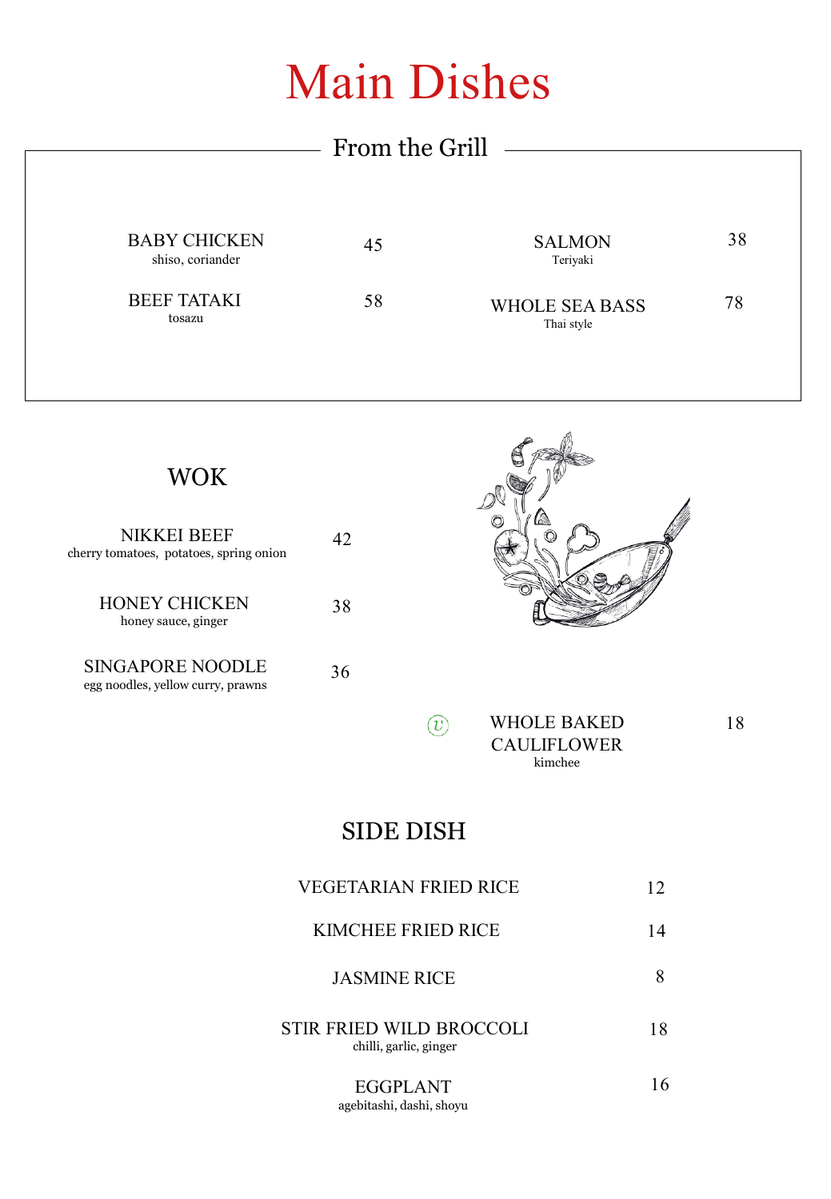# Main Dishes

## From the Grill

**BABY CHICKEN** — 45
shiso, coriander

**BEEF TATAKI** — 58
tosazu

**SALMON** — 38
Teriyaki

**WHOLE SEA BASS** — 78
Thai style

## WOK

**NIKKEI BEEF** — 42
cherry tomatoes, potatoes, spring onion

**HONEY CHICKEN** — 38
honey sauce, ginger

**SINGAPORE NOODLE** — 36
egg noodles, yellow curry, prawns

(v) **WHOLE BAKED CAULIFLOWER** — 18
kimchee

## SIDE DISH

**VEGETARIAN FRIED RICE** — 12

**KIMCHEE FRIED RICE** — 14

**JASMINE RICE** — 8

**STIR FRIED WILD BROCCOLI** — 18
chilli, garlic, ginger

**EGGPLANT** — 16
agebitashi, dashi, shoyu